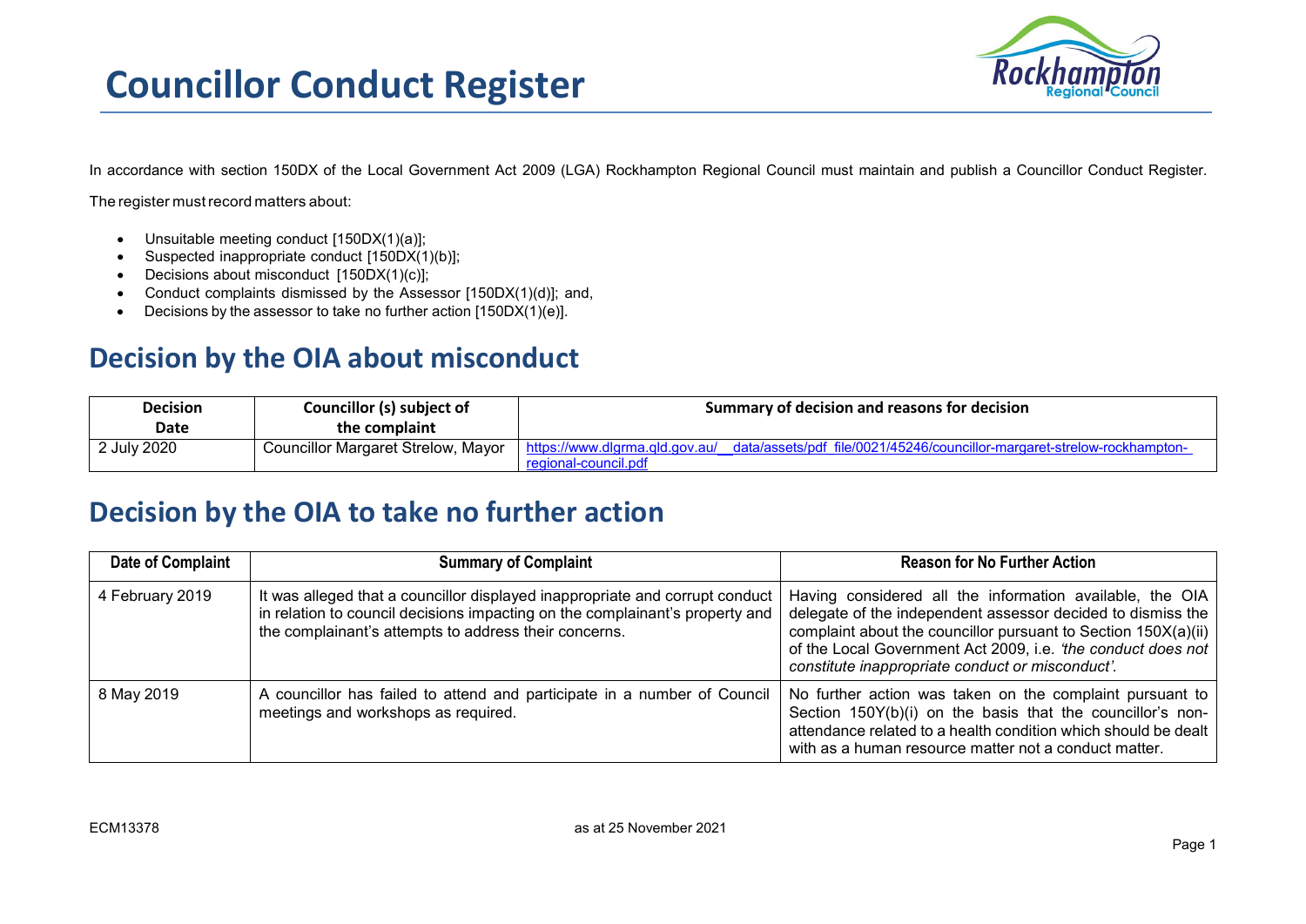# Councillor Conduct Register

In accordance with section 150DX of the Local Government Act 2009 (LGA) Rockhampton Regional Council must maintain and publish a Councillor Conduct Register.

The register must record matters about:

- Unsuitable meeting conduct [150DX(1)(a)];
- Suspected inappropriate conduct [150DX(1)(b)];
- Decisions about misconduct [150DX(1)(c)];
- Conduct complaints dismissed by the Assessor [150DX(1)(d)]; and,
- Decisions by the assessor to take no further action [150DX(1)(e)].

## Decision by the OIA about misconduct

| Decision Date | Councillor (s) subject of the complaint | Summary of decision and reasons for decision |
|---|---|---|
| 2 July 2020 | Councillor Margaret Strelow, Mayor | https://www.dlgrma.qld.gov.au/__data/assets/pdf_file/0021/45246/councillor-margaret-strelow-rockhampton-regional-council.pdf |

## Decision by the OIA to take no further action

| Date of Complaint | Summary of Complaint | Reason for No Further Action |
|---|---|---|
| 4 February 2019 | It was alleged that a councillor displayed inappropriate and corrupt conduct in relation to council decisions impacting on the complainant's property and the complainant's attempts to address their concerns. | Having considered all the information available, the OIA delegate of the independent assessor decided to dismiss the complaint about the councillor pursuant to Section 150X(a)(ii) of the Local Government Act 2009, i.e. *'the conduct does not constitute inappropriate conduct or misconduct'.* |
| 8 May 2019 | A councillor has failed to attend and participate in a number of Council meetings and workshops as required. | No further action was taken on the complaint pursuant to Section 150Y(b)(i) on the basis that the councillor's non-attendance related to a health condition which should be dealt with as a human resource matter not a conduct matter. |

ECM13378 as at 25 November 2021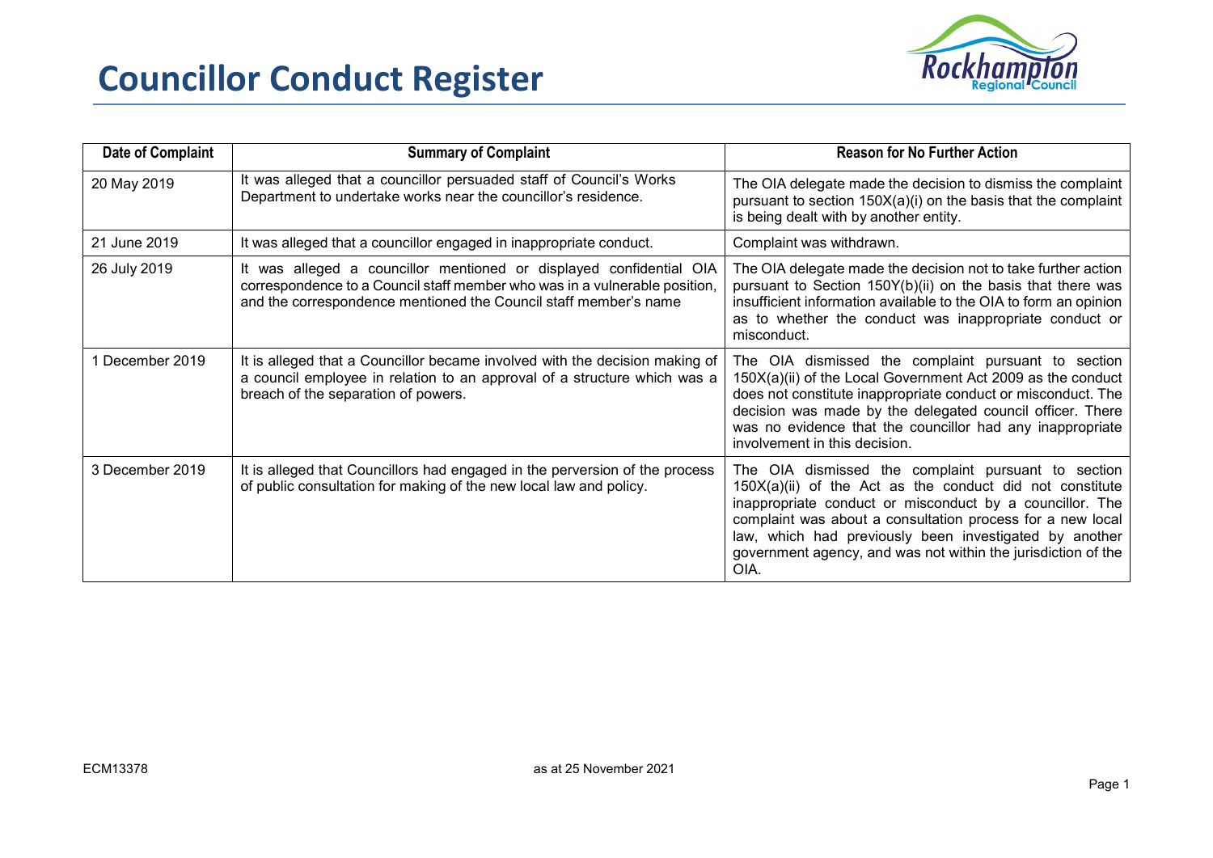# Councillor Conduct Register

| Date of Complaint | Summary of Complaint | Reason for No Further Action |
|---|---|---|
| 20 May 2019 | It was alleged that a councillor persuaded staff of Council's Works Department to undertake works near the councillor's residence. | The OIA delegate made the decision to dismiss the complaint pursuant to section 150X(a)(i) on the basis that the complaint is being dealt with by another entity. |
| 21 June 2019 | It was alleged that a councillor engaged in inappropriate conduct. | Complaint was withdrawn. |
| 26 July 2019 | It was alleged a councillor mentioned or displayed confidential OIA correspondence to a Council staff member who was in a vulnerable position, and the correspondence mentioned the Council staff member's name | The OIA delegate made the decision not to take further action pursuant to Section 150Y(b)(ii) on the basis that there was insufficient information available to the OIA to form an opinion as to whether the conduct was inappropriate conduct or misconduct. |
| 1 December 2019 | It is alleged that a Councillor became involved with the decision making of a council employee in relation to an approval of a structure which was a breach of the separation of powers. | The OIA dismissed the complaint pursuant to section 150X(a)(ii) of the Local Government Act 2009 as the conduct does not constitute inappropriate conduct or misconduct. The decision was made by the delegated council officer. There was no evidence that the councillor had any inappropriate involvement in this decision. |
| 3 December 2019 | It is alleged that Councillors had engaged in the perversion of the process of public consultation for making of the new local law and policy. | The OIA dismissed the complaint pursuant to section 150X(a)(ii) of the Act as the conduct did not constitute inappropriate conduct or misconduct by a councillor. The complaint was about a consultation process for a new local law, which had previously been investigated by another government agency, and was not within the jurisdiction of the OIA. |

ECM13378 as at 25 November 2021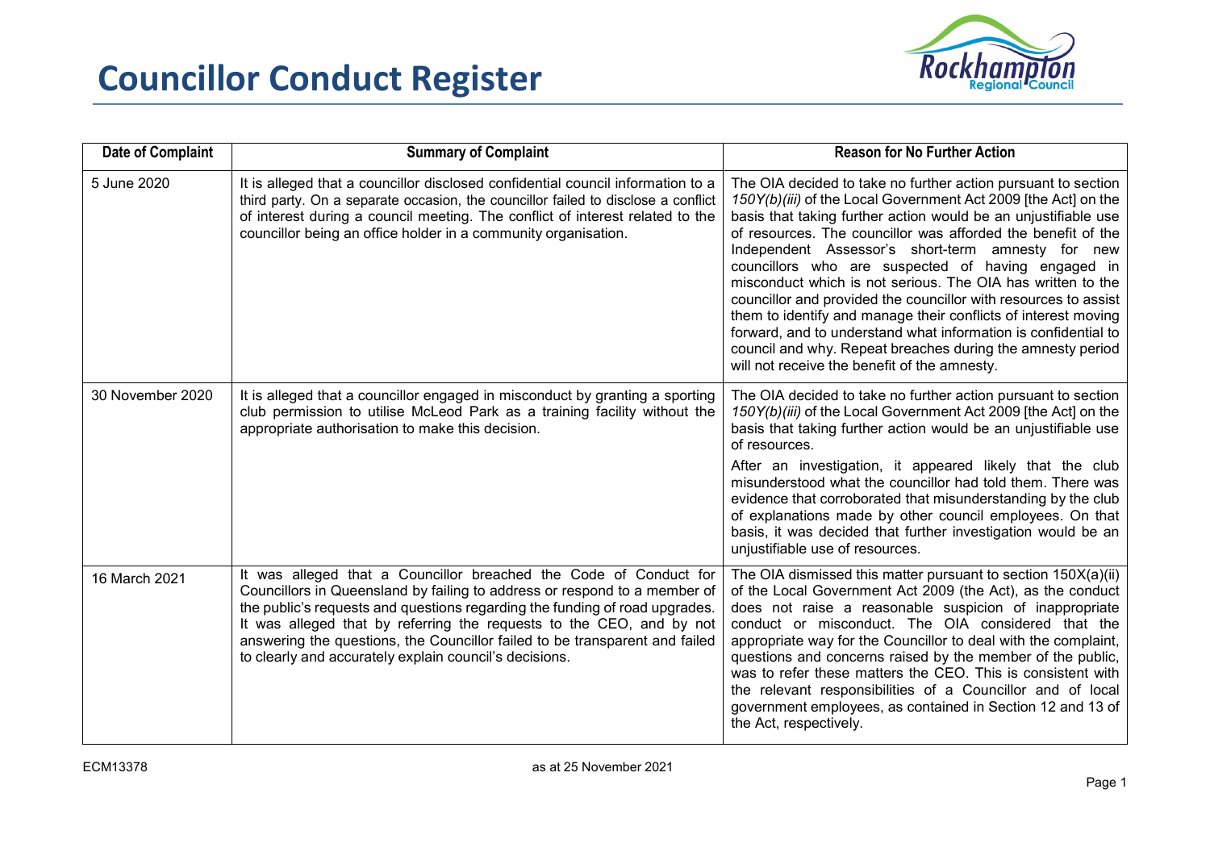# Councillor Conduct Register

| Date of Complaint | Summary of Complaint | Reason for No Further Action |
|---|---|---|
| 5 June 2020 | It is alleged that a councillor disclosed confidential council information to a third party. On a separate occasion, the councillor failed to disclose a conflict of interest during a council meeting. The conflict of interest related to the councillor being an office holder in a community organisation. | The OIA decided to take no further action pursuant to section *150Y(b)(iii)* of the Local Government Act 2009 [the Act] on the basis that taking further action would be an unjustifiable use of resources. The councillor was afforded the benefit of the Independent Assessor's short-term amnesty for new councillors who are suspected of having engaged in misconduct which is not serious. The OIA has written to the councillor and provided the councillor with resources to assist them to identify and manage their conflicts of interest moving forward, and to understand what information is confidential to council and why. Repeat breaches during the amnesty period will not receive the benefit of the amnesty. |
| 30 November 2020 | It is alleged that a councillor engaged in misconduct by granting a sporting club permission to utilise McLeod Park as a training facility without the appropriate authorisation to make this decision. | The OIA decided to take no further action pursuant to section *150Y(b)(iii)* of the Local Government Act 2009 [the Act] on the basis that taking further action would be an unjustifiable use of resources.<br><br>After an investigation, it appeared likely that the club misunderstood what the councillor had told them. There was evidence that corroborated that misunderstanding by the club of explanations made by other council employees. On that basis, it was decided that further investigation would be an unjustifiable use of resources. |
| 16 March 2021 | It was alleged that a Councillor breached the Code of Conduct for Councillors in Queensland by failing to address or respond to a member of the public's requests and questions regarding the funding of road upgrades. It was alleged that by referring the requests to the CEO, and by not answering the questions, the Councillor failed to be transparent and failed to clearly and accurately explain council's decisions. | The OIA dismissed this matter pursuant to section 150X(a)(ii) of the Local Government Act 2009 (the Act), as the conduct does not raise a reasonable suspicion of inappropriate conduct or misconduct. The OIA considered that the appropriate way for the Councillor to deal with the complaint, questions and concerns raised by the member of the public, was to refer these matters the CEO. This is consistent with the relevant responsibilities of a Councillor and of local government employees, as contained in Section 12 and 13 of the Act, respectively. |

ECM13378 as at 25 November 2021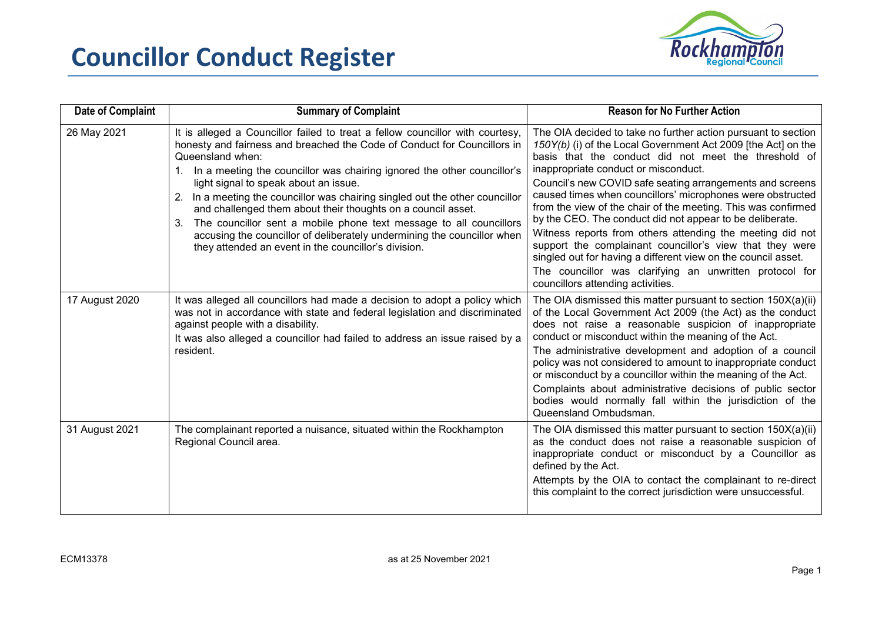# Councillor Conduct Register

| Date of Complaint | Summary of Complaint | Reason for No Further Action |
|---|---|---|
| 26 May 2021 | It is alleged a Councillor failed to treat a fellow councillor with courtesy, honesty and fairness and breached the Code of Conduct for Councillors in Queensland when:<br>1. In a meeting the councillor was chairing ignored the other councillor's light signal to speak about an issue.<br>2. In a meeting the councillor was chairing singled out the other councillor and challenged them about their thoughts on a council asset.<br>3. The councillor sent a mobile phone text message to all councillors accusing the councillor of deliberately undermining the councillor when they attended an event in the councillor's division. | The OIA decided to take no further action pursuant to section *150Y(b)* (i) of the Local Government Act 2009 [the Act] on the basis that the conduct did not meet the threshold of inappropriate conduct or misconduct.<br>Council's new COVID safe seating arrangements and screens caused times when councillors' microphones were obstructed from the view of the chair of the meeting. This was confirmed by the CEO. The conduct did not appear to be deliberate.<br>Witness reports from others attending the meeting did not support the complainant councillor's view that they were singled out for having a different view on the council asset.<br>The councillor was clarifying an unwritten protocol for councillors attending activities. |
| 17 August 2020 | It was alleged all councillors had made a decision to adopt a policy which was not in accordance with state and federal legislation and discriminated against people with a disability.<br>It was also alleged a councillor had failed to address an issue raised by a resident. | The OIA dismissed this matter pursuant to section 150X(a)(ii) of the Local Government Act 2009 (the Act) as the conduct does not raise a reasonable suspicion of inappropriate conduct or misconduct within the meaning of the Act.<br>The administrative development and adoption of a council policy was not considered to amount to inappropriate conduct or misconduct by a councillor within the meaning of the Act.<br>Complaints about administrative decisions of public sector bodies would normally fall within the jurisdiction of the Queensland Ombudsman. |
| 31 August 2021 | The complainant reported a nuisance, situated within the Rockhampton Regional Council area. | The OIA dismissed this matter pursuant to section 150X(a)(ii) as the conduct does not raise a reasonable suspicion of inappropriate conduct or misconduct by a Councillor as defined by the Act.<br>Attempts by the OIA to contact the complainant to re-direct this complaint to the correct jurisdiction were unsuccessful. |

ECM13378 as at 25 November 2021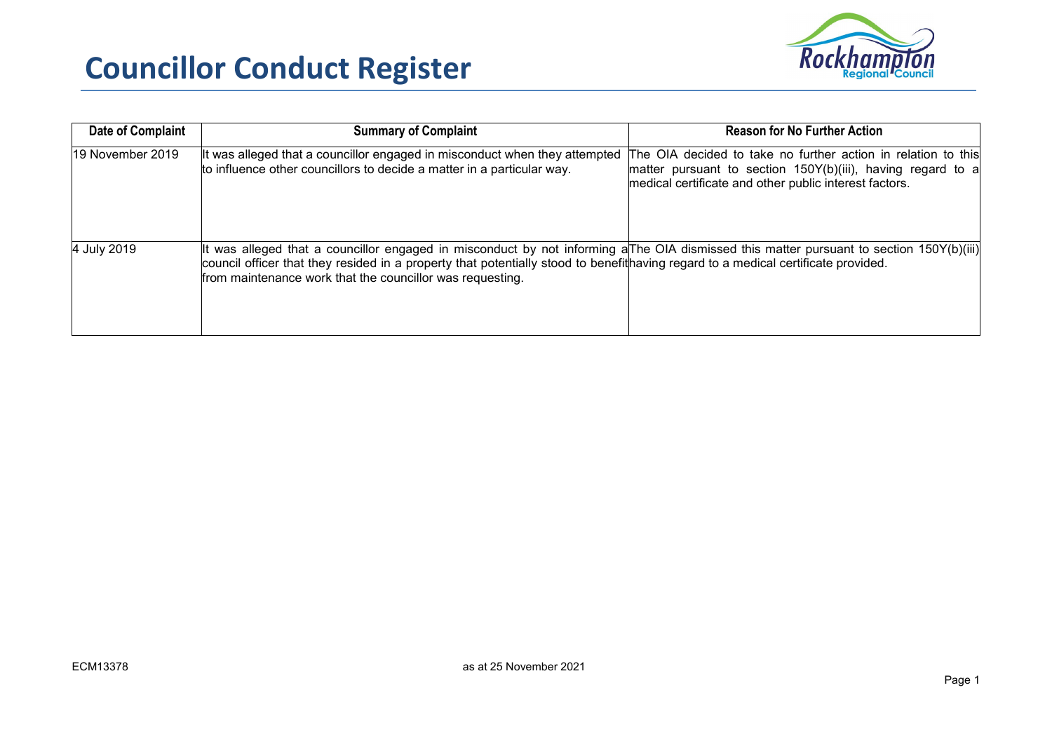# Councillor Conduct Register

| Date of Complaint | Summary of Complaint | Reason for No Further Action |
| --- | --- | --- |
| 19 November 2019 | It was alleged that a councillor engaged in misconduct when they attempted to influence other councillors to decide a matter in a particular way. | The OIA decided to take no further action in relation to this matter pursuant to section 150Y(b)(iii), having regard to a medical certificate and other public interest factors. |
| 4 July 2019 | It was alleged that a councillor engaged in misconduct by not informing a council officer that they resided in a property that potentially stood to benefit from maintenance work that the councillor was requesting. | The OIA dismissed this matter pursuant to section 150Y(b)(iii) having regard to a medical certificate provided. |

ECM13378

as at 25 November 2021